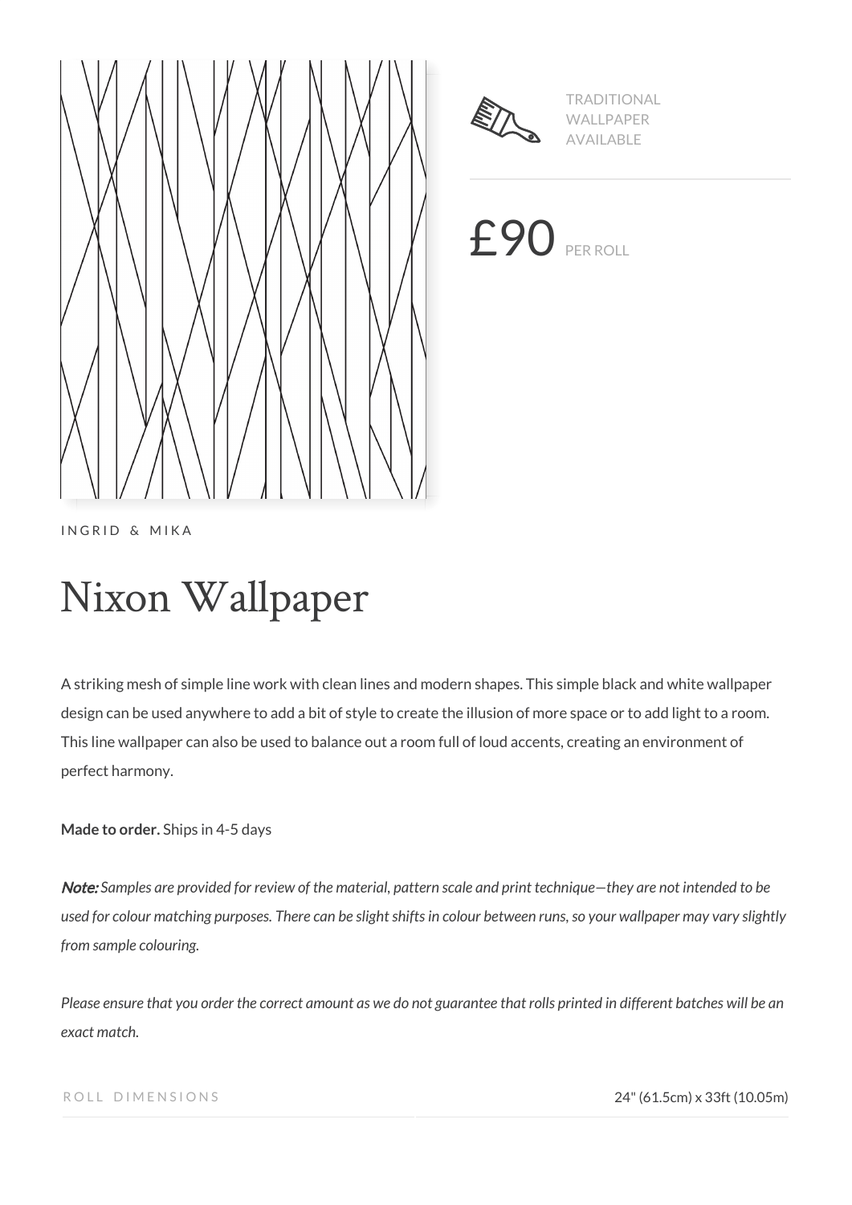TRADITIONAL WALLPAPER AVAILABLE

£90 PER ROLL

INGRID & MIKA

# Nixon Wallpaper

A striking mesh of simple line work with clean lines and modern shapes. This simple black and white wallpaper design can be used anywhere to add a bit of style to create the illusion of more space or to add light to a room. This line wallpaper can also be used to balance out a room full of loud accents, creating an environment of perfect harmony.

**Made to order.** Ships in 4-5 days

***Note:*** *Samples are provided for review of the material, pattern scale and print technique—they are not intended to be used for colour matching purposes. There can be slight shifts in colour between runs, so your wallpaper may vary slightly from sample colouring.*

*Please ensure that you order the correct amount as we do not guarantee that rolls printed in different batches will be an exact match.*

| ROLL DIMENSIONS | 24" (61.5cm) x 33ft (10.05m) |
| --- | --- |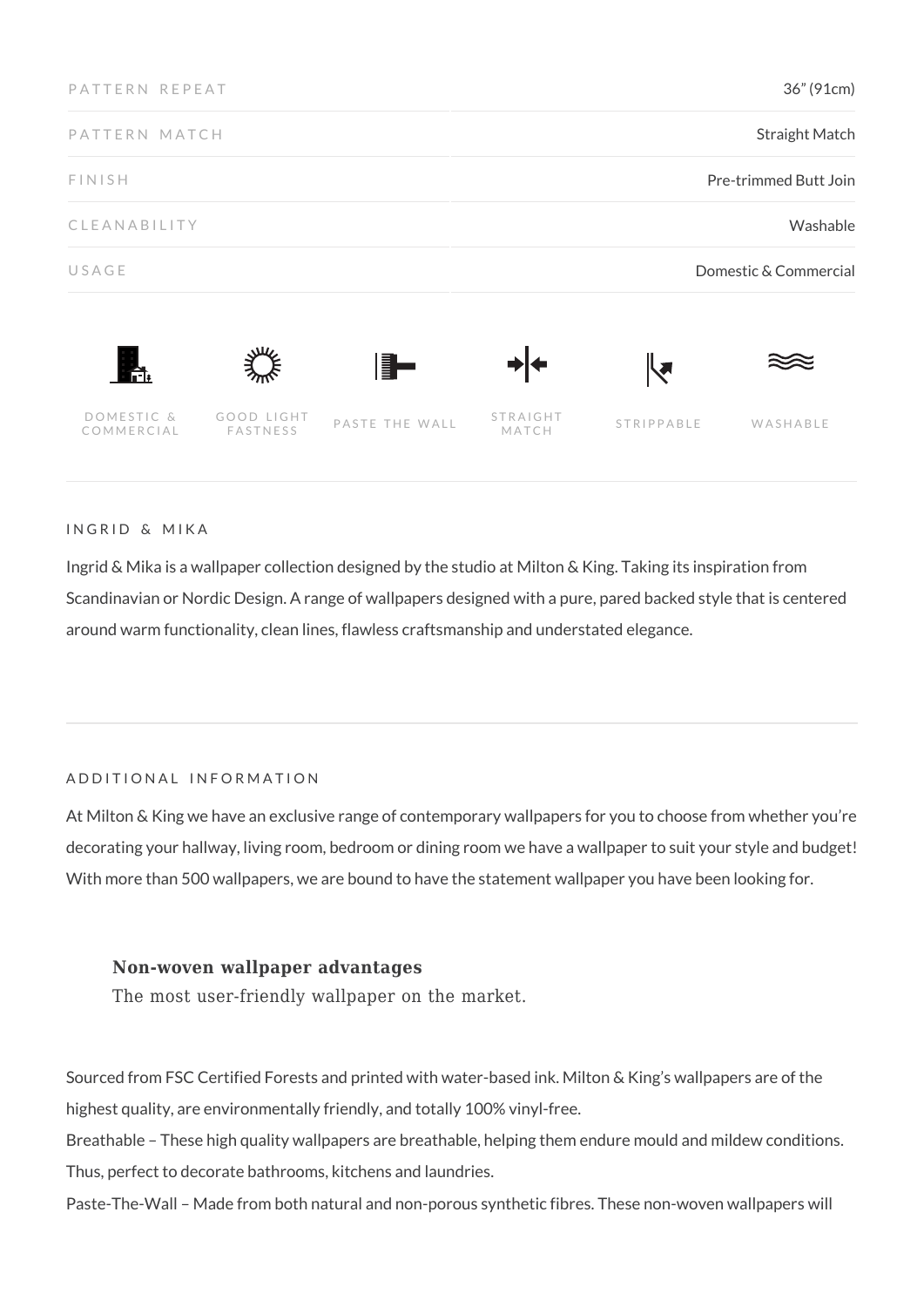| PATTERN REPEAT | 36" (91cm) |
| --- | --- |
| PATTERN MATCH | Straight Match |
| FINISH | Pre-trimmed Butt Join |
| CLEANABILITY | Washable |
| USAGE | Domestic & Commercial |

DOMESTIC & COMMERCIAL | GOOD LIGHT FASTNESS | PASTE THE WALL | STRAIGHT MATCH | STRIPPABLE | WASHABLE

## INGRID & MIKA

Ingrid & Mika is a wallpaper collection designed by the studio at Milton & King. Taking its inspiration from Scandinavian or Nordic Design. A range of wallpapers designed with a pure, pared backed style that is centered around warm functionality, clean lines, flawless craftsmanship and understated elegance.

## ADDITIONAL INFORMATION

At Milton & King we have an exclusive range of contemporary wallpapers for you to choose from whether you're decorating your hallway, living room, bedroom or dining room we have a wallpaper to suit your style and budget! With more than 500 wallpapers, we are bound to have the statement wallpaper you have been looking for.

**Non-woven wallpaper advantages**
The most user-friendly wallpaper on the market.

Sourced from FSC Certified Forests and printed with water-based ink. Milton & King's wallpapers are of the highest quality, are environmentally friendly, and totally 100% vinyl-free.
Breathable – These high quality wallpapers are breathable, helping them endure mould and mildew conditions. Thus, perfect to decorate bathrooms, kitchens and laundries.
Paste-The-Wall – Made from both natural and non-porous synthetic fibres. These non-woven wallpapers will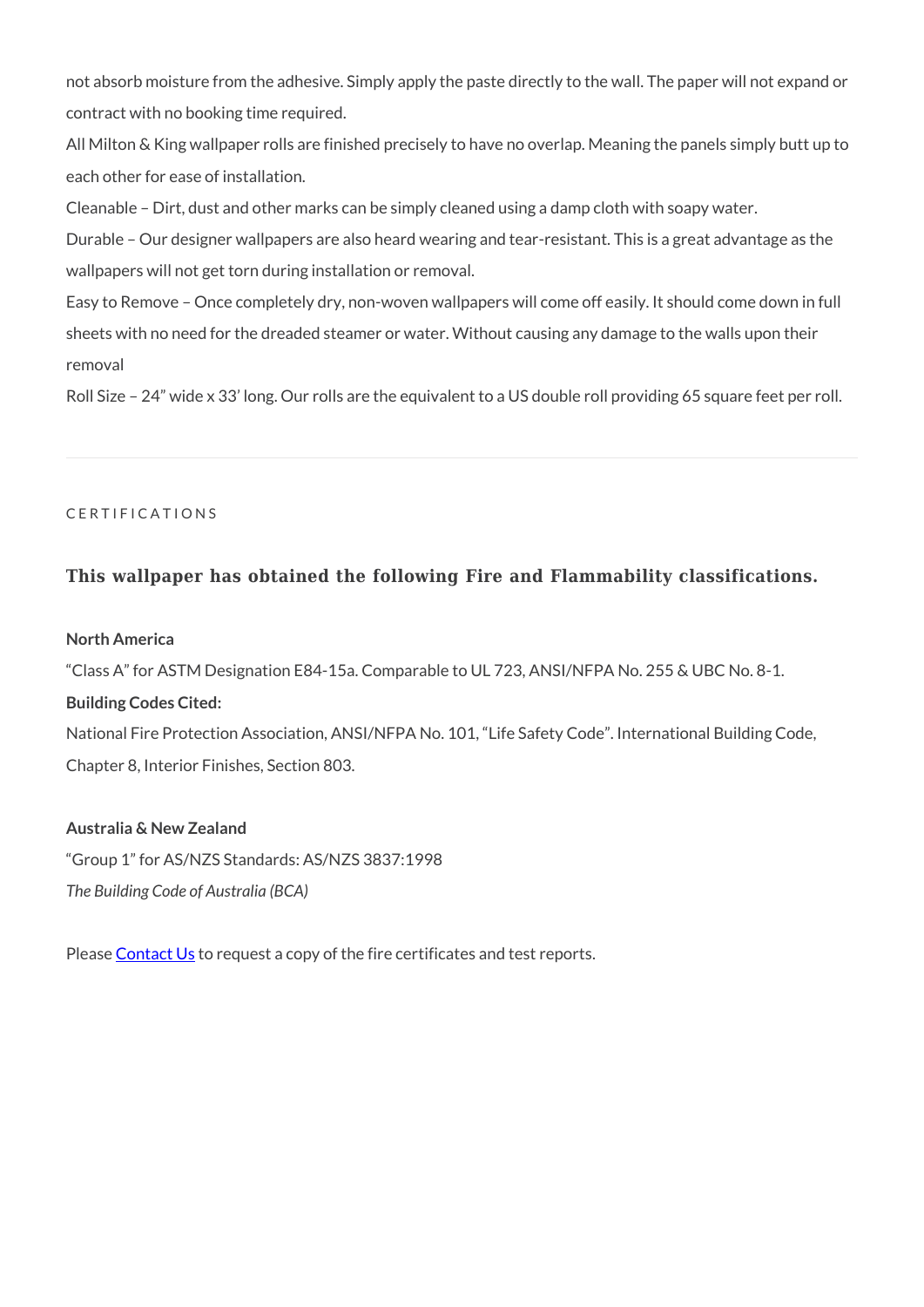not absorb moisture from the adhesive. Simply apply the paste directly to the wall. The paper will not expand or contract with no booking time required.

All Milton & King wallpaper rolls are finished precisely to have no overlap. Meaning the panels simply butt up to each other for ease of installation.

Cleanable – Dirt, dust and other marks can be simply cleaned using a damp cloth with soapy water.

Durable – Our designer wallpapers are also heard wearing and tear-resistant. This is a great advantage as the wallpapers will not get torn during installation or removal.

Easy to Remove – Once completely dry, non-woven wallpapers will come off easily. It should come down in full sheets with no need for the dreaded steamer or water. Without causing any damage to the walls upon their removal

Roll Size – 24" wide x 33' long. Our rolls are the equivalent to a US double roll providing 65 square feet per roll.

---

CERTIFICATIONS

## This wallpaper has obtained the following Fire and Flammability classifications.

**North America**

"Class A" for ASTM Designation E84-15a. Comparable to UL 723, ANSI/NFPA No. 255 & UBC No. 8-1.

**Building Codes Cited:**

National Fire Protection Association, ANSI/NFPA No. 101, "Life Safety Code". International Building Code, Chapter 8, Interior Finishes, Section 803.

**Australia & New Zealand**

"Group 1" for AS/NZS Standards: AS/NZS 3837:1998

*The Building Code of Australia (BCA)*

Please Contact Us to request a copy of the fire certificates and test reports.